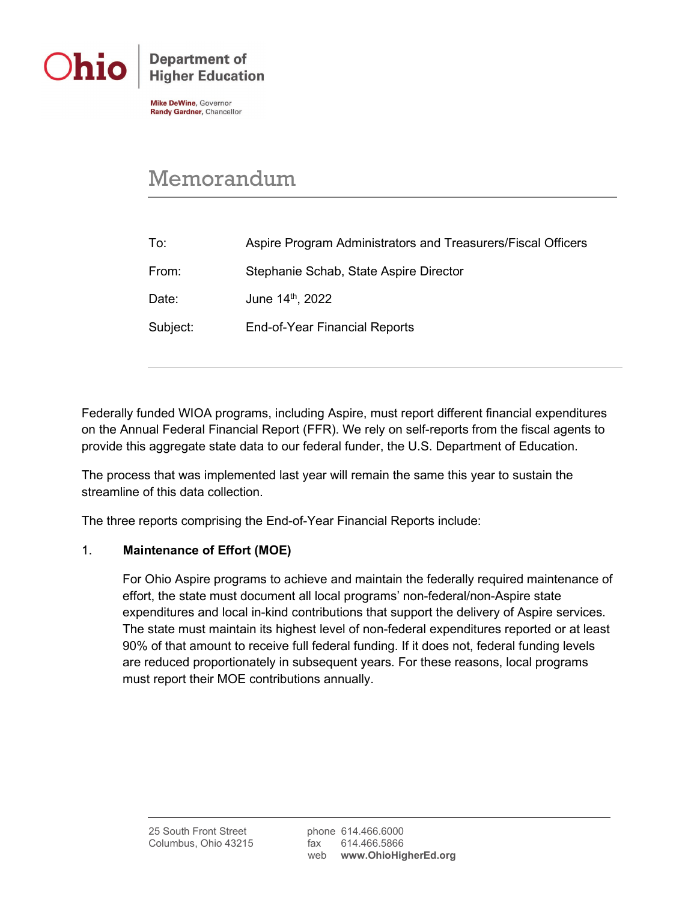**Ohio** | Department of Higher Education

**Mike DeWine**, Governor
**Randy Gardner**, Chancellor

# Memorandum

| | |
|---|---|
| To: | Aspire Program Administrators and Treasurers/Fiscal Officers |
| From: | Stephanie Schab, State Aspire Director |
| Date: | June 14th, 2022 |
| Subject: | End-of-Year Financial Reports |

Federally funded WIOA programs, including Aspire, must report different financial expenditures on the Annual Federal Financial Report (FFR). We rely on self-reports from the fiscal agents to provide this aggregate state data to our federal funder, the U.S. Department of Education.

The process that was implemented last year will remain the same this year to sustain the streamline of this data collection.

The three reports comprising the End-of-Year Financial Reports include:

1. **Maintenance of Effort (MOE)**

   For Ohio Aspire programs to achieve and maintain the federally required maintenance of effort, the state must document all local programs' non-federal/non-Aspire state expenditures and local in-kind contributions that support the delivery of Aspire services. The state must maintain its highest level of non-federal expenditures reported or at least 90% of that amount to receive full federal funding. If it does not, federal funding levels are reduced proportionately in subsequent years. For these reasons, local programs must report their MOE contributions annually.

25 South Front Street
Columbus, Ohio 43215

phone 614.466.6000
fax 614.466.5866
web **www.OhioHigherEd.org**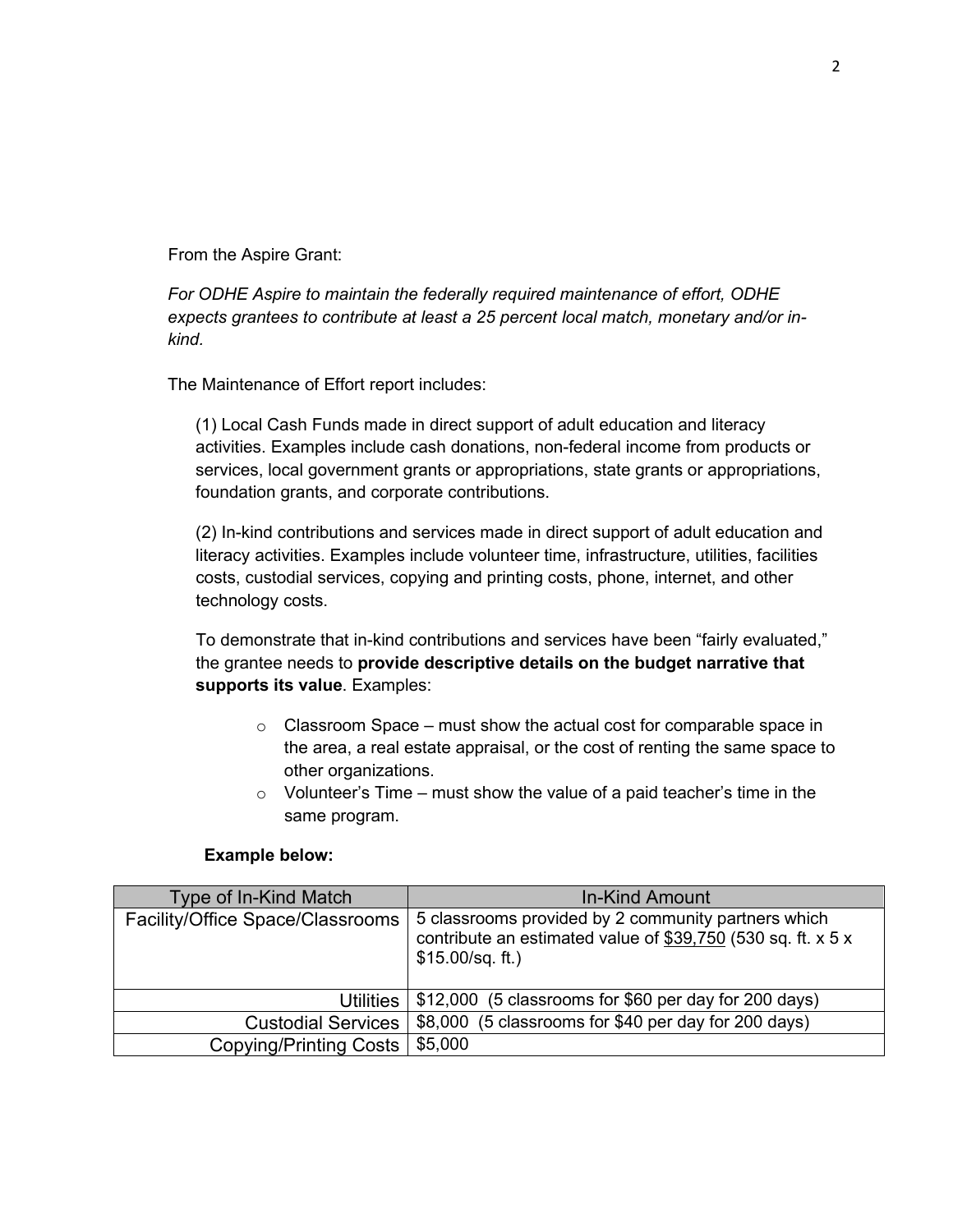From the Aspire Grant:

*For ODHE Aspire to maintain the federally required maintenance of effort, ODHE expects grantees to contribute at least a 25 percent local match, monetary and/or in-kind.*

The Maintenance of Effort report includes:

(1) Local Cash Funds made in direct support of adult education and literacy activities. Examples include cash donations, non-federal income from products or services, local government grants or appropriations, state grants or appropriations, foundation grants, and corporate contributions.

(2) In-kind contributions and services made in direct support of adult education and literacy activities. Examples include volunteer time, infrastructure, utilities, facilities costs, custodial services, copying and printing costs, phone, internet, and other technology costs.

To demonstrate that in-kind contributions and services have been "fairly evaluated," the grantee needs to **provide descriptive details on the budget narrative that supports its value**. Examples:

- Classroom Space – must show the actual cost for comparable space in the area, a real estate appraisal, or the cost of renting the same space to other organizations.
- Volunteer's Time – must show the value of a paid teacher's time in the same program.

**Example below:**

| Type of In-Kind Match | In-Kind Amount |
|---|---|
| Facility/Office Space/Classrooms | 5 classrooms provided by 2 community partners which contribute an estimated value of $39,750 (530 sq. ft. x 5 x $15.00/sq. ft.) |
| Utilities | $12,000 (5 classrooms for $60 per day for 200 days) |
| Custodial Services | $8,000 (5 classrooms for $40 per day for 200 days) |
| Copying/Printing Costs | $5,000 |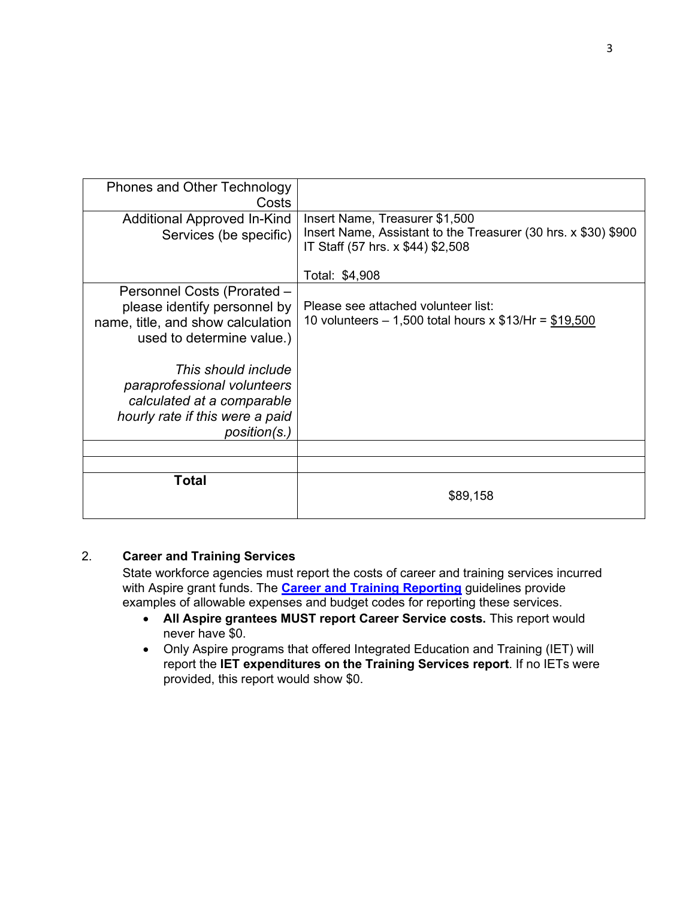| | |
|---|---|
| Phones and Other Technology Costs | |
| Additional Approved In-Kind Services (be specific) | Insert Name, Treasurer $1,500<br>Insert Name, Assistant to the Treasurer (30 hrs. x $30) $900<br>IT Staff (57 hrs. x $44) $2,508<br><br>Total: $4,908 |
| Personnel Costs (Prorated – please identify personnel by name, title, and show calculation used to determine value.)<br><br>*This should include paraprofessional volunteers calculated at a comparable hourly rate if this were a paid position(s.)* | Please see attached volunteer list:<br>10 volunteers – 1,500 total hours x $13/Hr = <u>$19,500</u> |
| | |
| | |
| **Total** | $89,158 |

2. **Career and Training Services**

State workforce agencies must report the costs of career and training services incurred with Aspire grant funds. The **Career and Training Reporting** guidelines provide examples of allowable expenses and budget codes for reporting these services.

- **All Aspire grantees MUST report Career Service costs.** This report would never have $0.
- Only Aspire programs that offered Integrated Education and Training (IET) will report the **IET expenditures on the Training Services report**. If no IETs were provided, this report would show $0.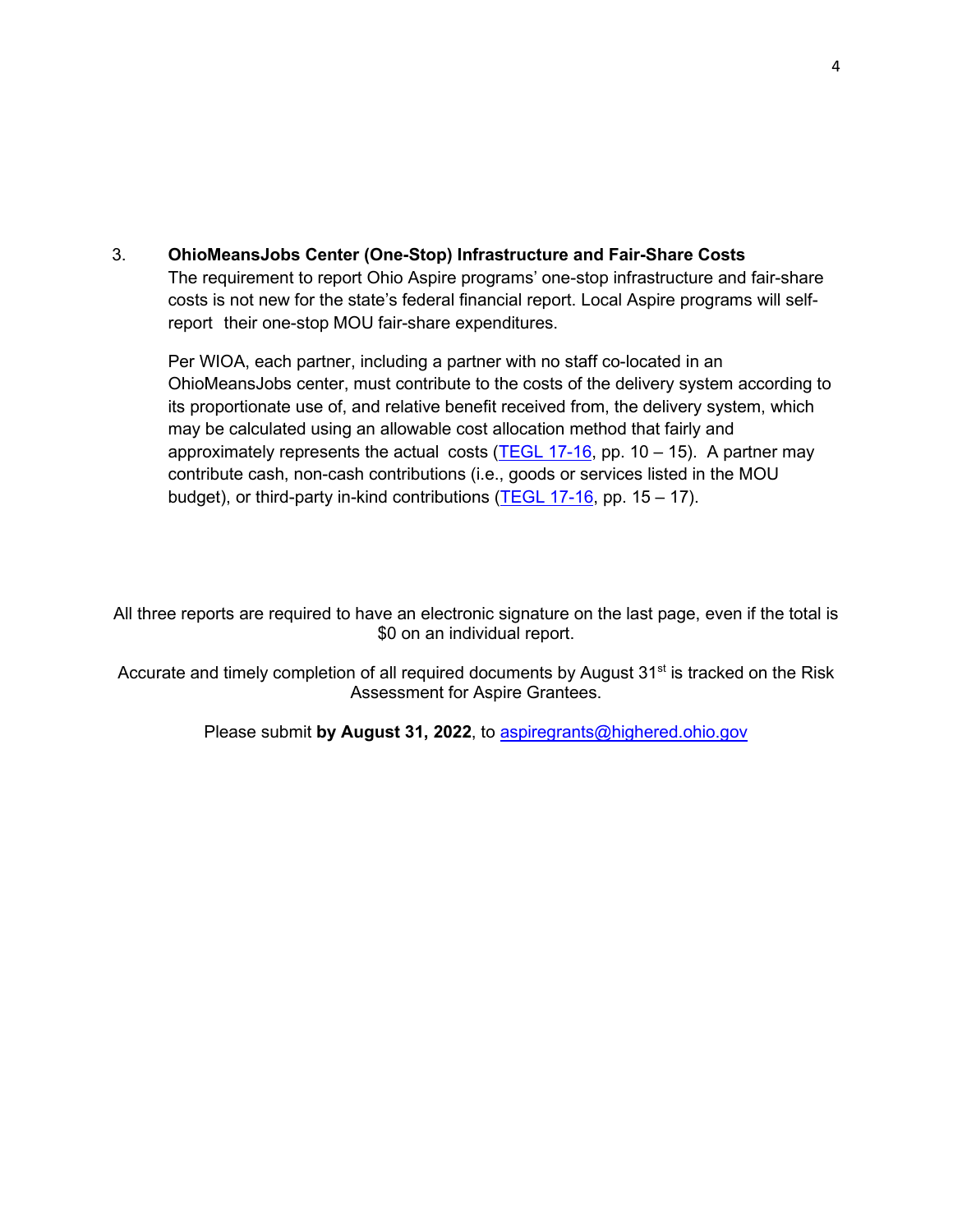3. **OhioMeansJobs Center (One-Stop) Infrastructure and Fair-Share Costs**
   The requirement to report Ohio Aspire programs' one-stop infrastructure and fair-share costs is not new for the state's federal financial report. Local Aspire programs will self-report their one-stop MOU fair-share expenditures.

   Per WIOA, each partner, including a partner with no staff co-located in an OhioMeansJobs center, must contribute to the costs of the delivery system according to its proportionate use of, and relative benefit received from, the delivery system, which may be calculated using an allowable cost allocation method that fairly and approximately represents the actual costs (TEGL 17-16, pp. 10 – 15). A partner may contribute cash, non-cash contributions (i.e., goods or services listed in the MOU budget), or third-party in-kind contributions (TEGL 17-16, pp. 15 – 17).

All three reports are required to have an electronic signature on the last page, even if the total is $0 on an individual report.

Accurate and timely completion of all required documents by August 31st is tracked on the Risk Assessment for Aspire Grantees.

Please submit **by August 31, 2022**, to aspiregrants@highered.ohio.gov